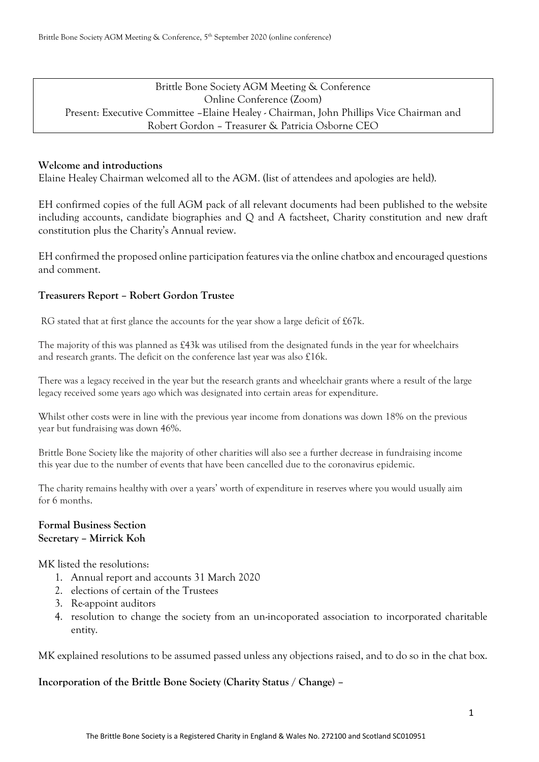Brittle Bone Society AGM Meeting & Conference
Online Conference (Zoom)
Present: Executive Committee –Elaine Healey - Chairman, John Phillips Vice Chairman and Robert Gordon – Treasurer & Patricia Osborne CEO

**Welcome and introductions**

Elaine Healey Chairman welcomed all to the AGM. (list of attendees and apologies are held).

EH confirmed copies of the full AGM pack of all relevant documents had been published to the website including accounts, candidate biographies and Q and A factsheet, Charity constitution and new draft constitution plus the Charity's Annual review.

EH confirmed the proposed online participation features via the online chatbox and encouraged questions and comment.

**Treasurers Report – Robert Gordon Trustee**

RG stated that at first glance the accounts for the year show a large deficit of £67k.

The majority of this was planned as £43k was utilised from the designated funds in the year for wheelchairs and research grants. The deficit on the conference last year was also £16k.

There was a legacy received in the year but the research grants and wheelchair grants where a result of the large legacy received some years ago which was designated into certain areas for expenditure.

Whilst other costs were in line with the previous year income from donations was down 18% on the previous year but fundraising was down 46%.

Brittle Bone Society like the majority of other charities will also see a further decrease in fundraising income this year due to the number of events that have been cancelled due to the coronavirus epidemic.

The charity remains healthy with over a years' worth of expenditure in reserves where you would usually aim for 6 months.

**Formal Business Section**
**Secretary – Mirrick Koh**

MK listed the resolutions:

1. Annual report and accounts 31 March 2020
2. elections of certain of the Trustees
3. Re-appoint auditors
4. resolution to change the society from an un-incoporated association to incorporated charitable entity.

MK explained resolutions to be assumed passed unless any objections raised, and to do so in the chat box.

**Incorporation of the Brittle Bone Society (Charity Status / Change) –**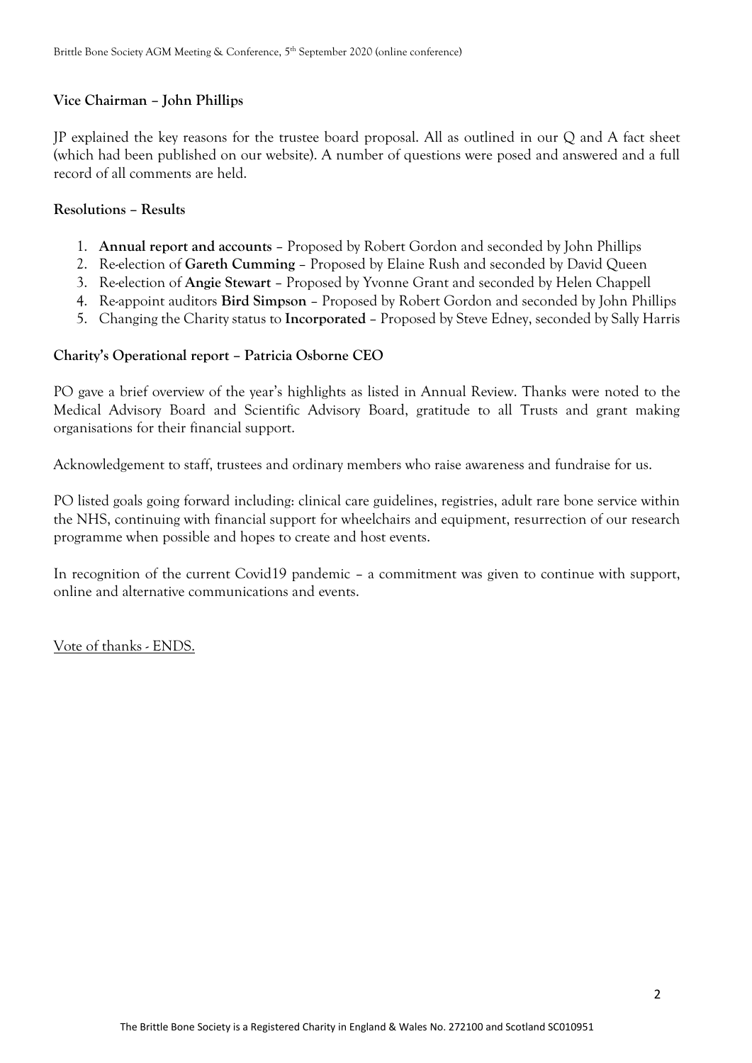**Vice Chairman – John Phillips**

JP explained the key reasons for the trustee board proposal. All as outlined in our Q and A fact sheet (which had been published on our website). A number of questions were posed and answered and a full record of all comments are held.

**Resolutions – Results**

1. **Annual report and accounts** – Proposed by Robert Gordon and seconded by John Phillips
2. Re-election of **Gareth Cumming** – Proposed by Elaine Rush and seconded by David Queen
3. Re-election of **Angie Stewart** – Proposed by Yvonne Grant and seconded by Helen Chappell
4. Re-appoint auditors **Bird Simpson** – Proposed by Robert Gordon and seconded by John Phillips
5. Changing the Charity status to **Incorporated** – Proposed by Steve Edney, seconded by Sally Harris

**Charity's Operational report – Patricia Osborne CEO**

PO gave a brief overview of the year's highlights as listed in Annual Review. Thanks were noted to the Medical Advisory Board and Scientific Advisory Board, gratitude to all Trusts and grant making organisations for their financial support.

Acknowledgement to staff, trustees and ordinary members who raise awareness and fundraise for us.

PO listed goals going forward including: clinical care guidelines, registries, adult rare bone service within the NHS, continuing with financial support for wheelchairs and equipment, resurrection of our research programme when possible and hopes to create and host events.

In recognition of the current Covid19 pandemic – a commitment was given to continue with support, online and alternative communications and events.

Vote of thanks - ENDS.